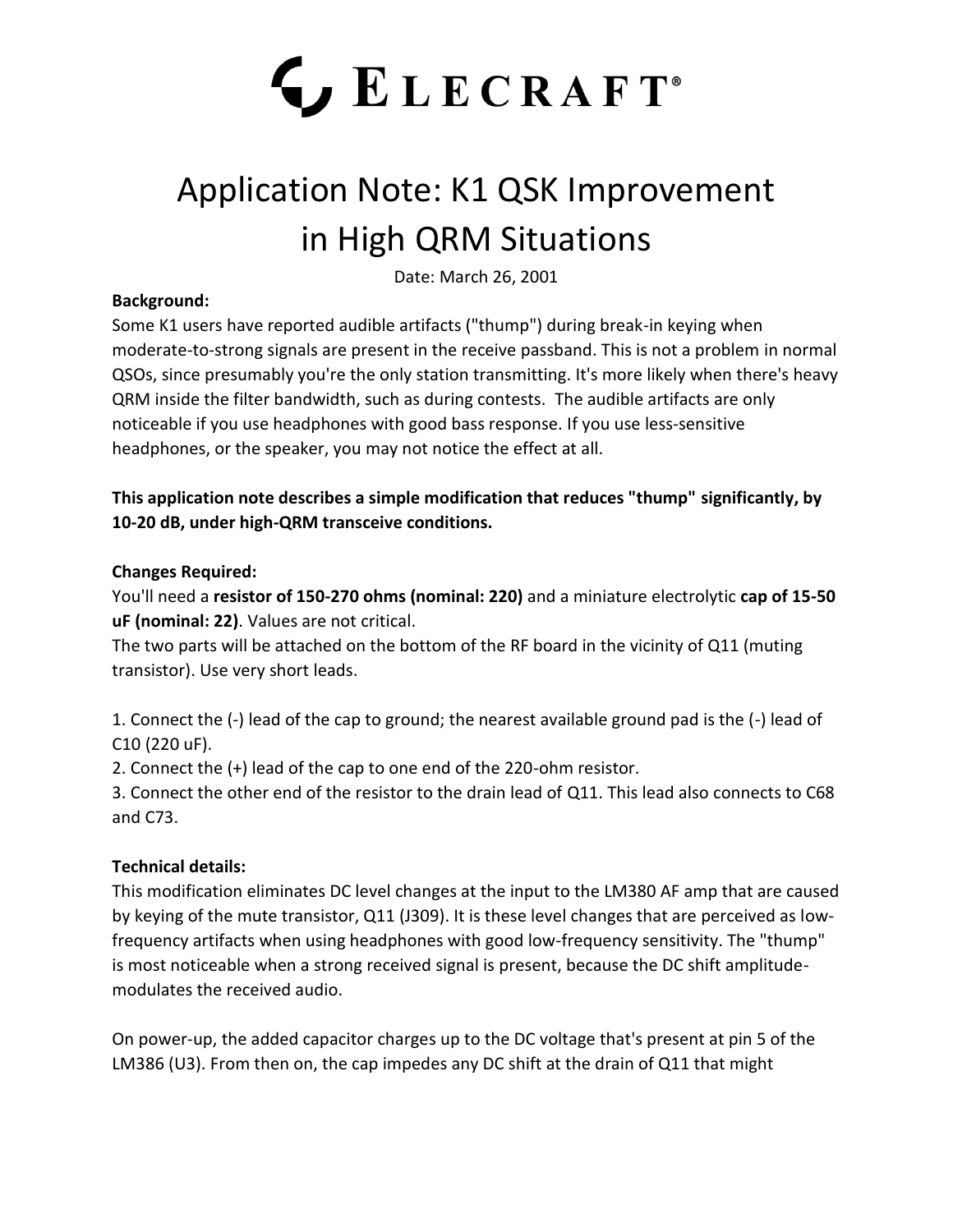# ELECRAFT®

# Application Note: K1 QSK Improvement in High QRM Situations

Date: March 26, 2001

**Background:**

Some K1 users have reported audible artifacts ("thump") during break-in keying when moderate-to-strong signals are present in the receive passband. This is not a problem in normal QSOs, since presumably you're the only station transmitting. It's more likely when there's heavy QRM inside the filter bandwidth, such as during contests. The audible artifacts are only noticeable if you use headphones with good bass response. If you use less-sensitive headphones, or the speaker, you may not notice the effect at all.

**This application note describes a simple modification that reduces "thump" significantly, by 10-20 dB, under high-QRM transceive conditions.**

**Changes Required:**

You'll need a **resistor of 150-270 ohms (nominal: 220)** and a miniature electrolytic **cap of 15-50 uF (nominal: 22)**. Values are not critical.

The two parts will be attached on the bottom of the RF board in the vicinity of Q11 (muting transistor). Use very short leads.

1. Connect the (-) lead of the cap to ground; the nearest available ground pad is the (-) lead of C10 (220 uF).
2. Connect the (+) lead of the cap to one end of the 220-ohm resistor.
3. Connect the other end of the resistor to the drain lead of Q11. This lead also connects to C68 and C73.

**Technical details:**

This modification eliminates DC level changes at the input to the LM380 AF amp that are caused by keying of the mute transistor, Q11 (J309). It is these level changes that are perceived as low-frequency artifacts when using headphones with good low-frequency sensitivity. The "thump" is most noticeable when a strong received signal is present, because the DC shift amplitude-modulates the received audio.

On power-up, the added capacitor charges up to the DC voltage that's present at pin 5 of the LM386 (U3). From then on, the cap impedes any DC shift at the drain of Q11 that might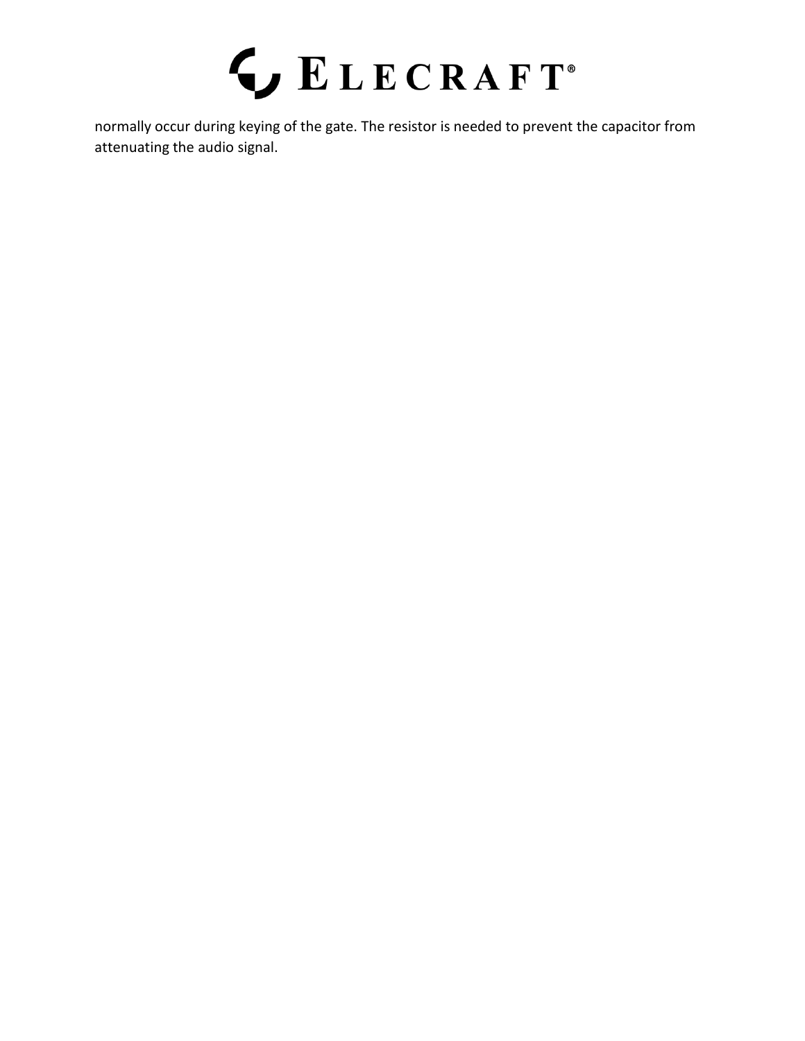normally occur during keying of the gate. The resistor is needed to prevent the capacitor from attenuating the audio signal.